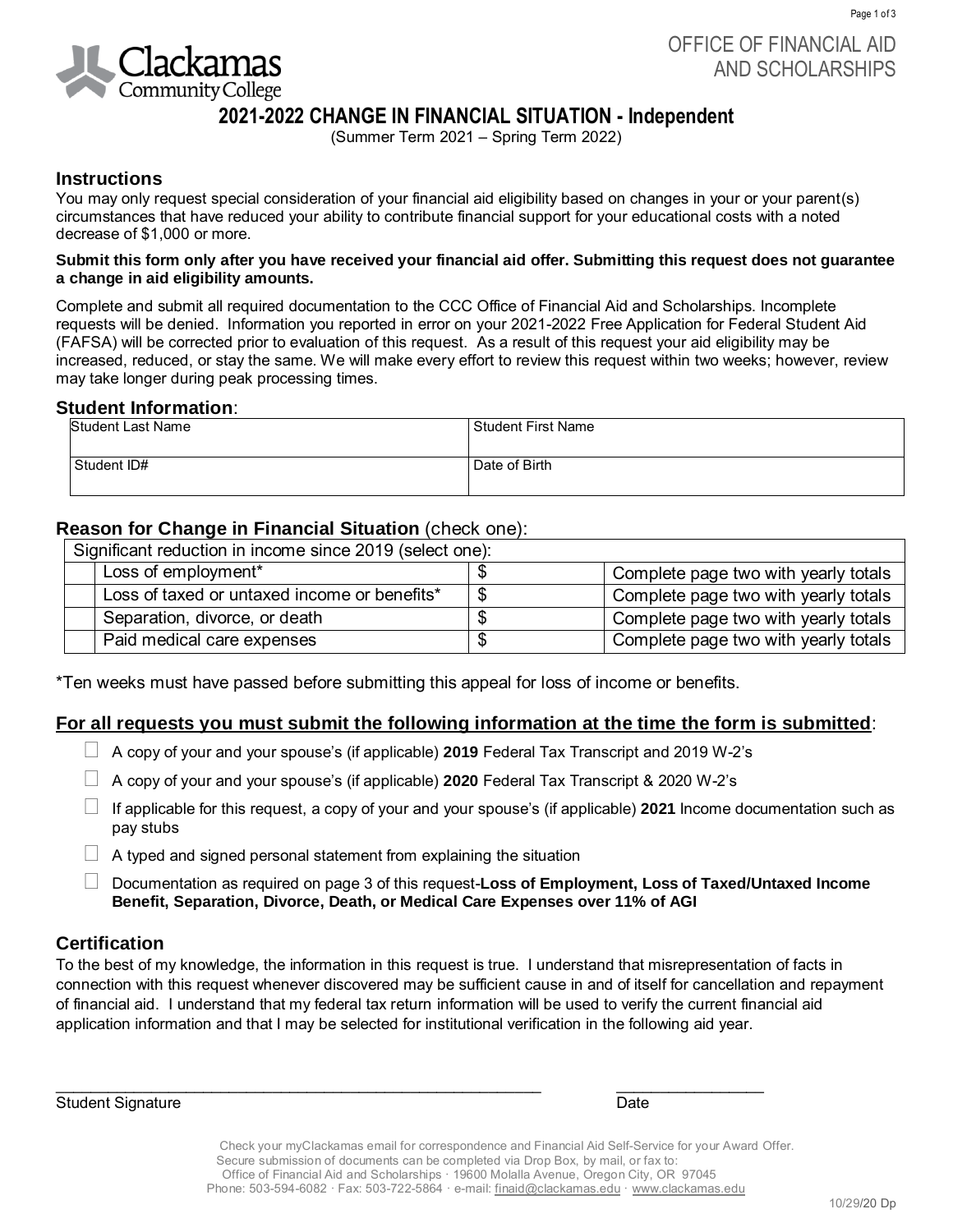OFFICE OF FINANCIAL AID AND SCHOLARSHIPS

Clackamas Community College

# 2021-2022 CHANGE IN FINANCIAL SITUATION - Independent

(Summer Term 2021 – Spring Term 2022)

## Instructions

You may only request special consideration of your financial aid eligibility based on changes in your or your parent(s) circumstances that have reduced your ability to contribute financial support for your educational costs with a noted decrease of $1,000 or more.

**Submit this form only after you have received your financial aid offer. Submitting this request does not guarantee a change in aid eligibility amounts.**

Complete and submit all required documentation to the CCC Office of Financial Aid and Scholarships. Incomplete requests will be denied. Information you reported in error on your 2021-2022 Free Application for Federal Student Aid (FAFSA) will be corrected prior to evaluation of this request. As a result of this request your aid eligibility may be increased, reduced, or stay the same. We will make every effort to review this request within two weeks; however, review may take longer during peak processing times.

## Student Information:

| Student Last Name | Student First Name |
|---|---|
| Student ID# | Date of Birth |

## Reason for Change in Financial Situation (check one):

| Significant reduction in income since 2019 (select one): | | | |
|---|---|---|---|
| | Loss of employment* | $ | Complete page two with yearly totals |
| | Loss of taxed or untaxed income or benefits* | $ | Complete page two with yearly totals |
| | Separation, divorce, or death | $ | Complete page two with yearly totals |
| | Paid medical care expenses | $ | Complete page two with yearly totals |

*Ten weeks must have passed before submitting this appeal for loss of income or benefits.

**<u>For all requests you must submit the following information at the time the form is submitted</u>:**

- ☐ A copy of your and your spouse's (if applicable) **2019** Federal Tax Transcript and 2019 W-2's
- ☐ A copy of your and your spouse's (if applicable) **2020** Federal Tax Transcript & 2020 W-2's
- ☐ If applicable for this request, a copy of your and your spouse's (if applicable) **2021** Income documentation such as pay stubs
- ☐ A typed and signed personal statement from explaining the situation
- ☐ Documentation as required on page 3 of this request-**Loss of Employment, Loss of Taxed/Untaxed Income Benefit, Separation, Divorce, Death, or Medical Care Expenses over 11% of AGI**

## Certification

To the best of my knowledge, the information in this request is true. I understand that misrepresentation of facts in connection with this request whenever discovered may be sufficient cause in and of itself for cancellation and repayment of financial aid. I understand that my federal tax return information will be used to verify the current financial aid application information and that I may be selected for institutional verification in the following aid year.

_______________________________________________ ______________

Student Signature Date

Check your myClackamas email for correspondence and Financial Aid Self-Service for your Award Offer.
Secure submission of documents can be completed via Drop Box, by mail, or fax to:
Office of Financial Aid and Scholarships · 19600 Molalla Avenue, Oregon City, OR 97045
Phone: 503-594-6082 · Fax: 503-722-5864 · e-mail: finaid@clackamas.edu · www.clackamas.edu

10/29/20 Dp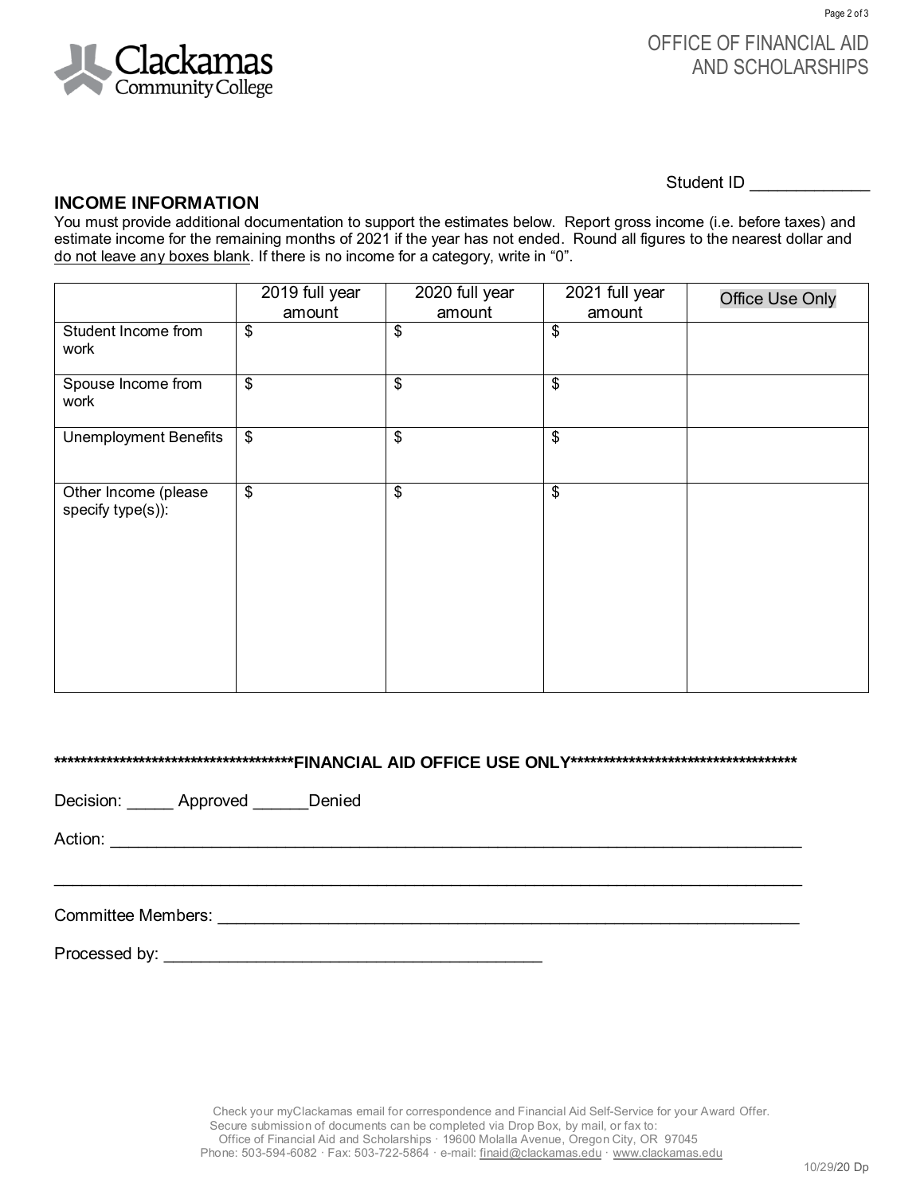Clackamas Community College

OFFICE OF FINANCIAL AID AND SCHOLARSHIPS

Student ID _____________

## INCOME INFORMATION

You must provide additional documentation to support the estimates below. Report gross income (i.e. before taxes) and estimate income for the remaining months of 2021 if the year has not ended. Round all figures to the nearest dollar and do not leave any boxes blank. If there is no income for a category, write in "0".

| | 2019 full year amount | 2020 full year amount | 2021 full year amount | Office Use Only |
|---|---|---|---|---|
| Student Income from work | $ | $ | $ | |
| Spouse Income from work | $ | $ | $ | |
| Unemployment Benefits | $ | $ | $ | |
| Other Income (please specify type(s)): | $ | $ | $ | |

**\*\*\*\*\*\*\*\*\*\*\*\*\*\*\*\*\*\*\*\*\*\*\*\*\*\*\*\*\*\*\*\*\*\*\*\*\*\*\*FINANCIAL AID OFFICE USE ONLY\*\*\*\*\*\*\*\*\*\*\*\*\*\*\*\*\*\*\*\*\*\*\*\*\*\*\*\*\*\*\*\*\*\*\*\*\***

Decision: _____ Approved ______Denied

Action: ___________________________________________________________________________

___________________________________________________________________________________

Committee Members: ________________________________________________________________

Processed by: ________________________________________

Check your myClackamas email for correspondence and Financial Aid Self-Service for your Award Offer.
Secure submission of documents can be completed via Drop Box, by mail, or fax to:
Office of Financial Aid and Scholarships · 19600 Molalla Avenue, Oregon City, OR 97045
Phone: 503-594-6082 · Fax: 503-722-5864 · e-mail: finaid@clackamas.edu · www.clackamas.edu

10/29/20 Dp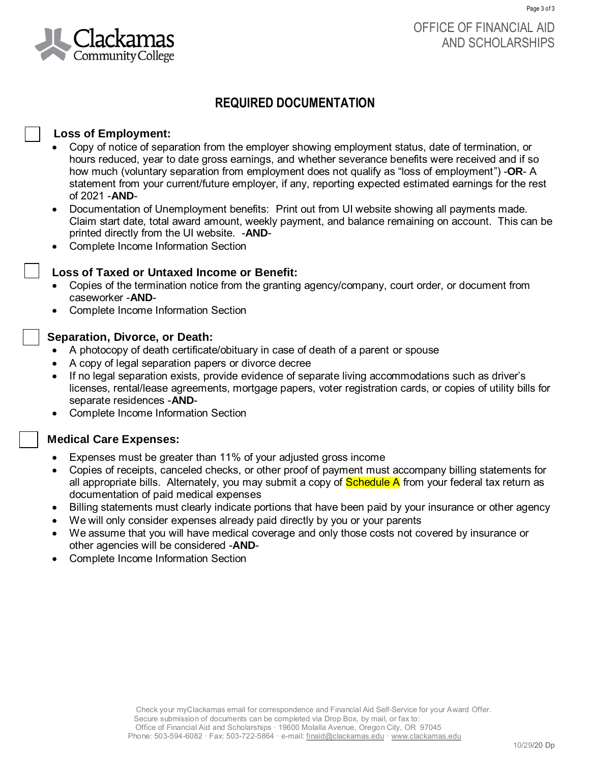# REQUIRED DOCUMENTATION

- [ ] **Loss of Employment:**
  - Copy of notice of separation from the employer showing employment status, date of termination, or hours reduced, year to date gross earnings, and whether severance benefits were received and if so how much (voluntary separation from employment does not qualify as "loss of employment") -**OR**- A statement from your current/future employer, if any, reporting expected estimated earnings for the rest of 2021 -**AND**-
  - Documentation of Unemployment benefits: Print out from UI website showing all payments made. Claim start date, total award amount, weekly payment, and balance remaining on account. This can be printed directly from the UI website. -**AND**-
  - Complete Income Information Section

- [ ] **Loss of Taxed or Untaxed Income or Benefit:**
  - Copies of the termination notice from the granting agency/company, court order, or document from caseworker -**AND**-
  - Complete Income Information Section

- [ ] **Separation, Divorce, or Death:**
  - A photocopy of death certificate/obituary in case of death of a parent or spouse
  - A copy of legal separation papers or divorce decree
  - If no legal separation exists, provide evidence of separate living accommodations such as driver's licenses, rental/lease agreements, mortgage papers, voter registration cards, or copies of utility bills for separate residences -**AND**-
  - Complete Income Information Section

- [ ] **Medical Care Expenses:**
  - Expenses must be greater than 11% of your adjusted gross income
  - Copies of receipts, canceled checks, or other proof of payment must accompany billing statements for all appropriate bills. Alternately, you may submit a copy of Schedule A from your federal tax return as documentation of paid medical expenses
  - Billing statements must clearly indicate portions that have been paid by your insurance or other agency
  - We will only consider expenses already paid directly by you or your parents
  - We assume that you will have medical coverage and only those costs not covered by insurance or other agencies will be considered -**AND**-
  - Complete Income Information Section

Check your myClackamas email for correspondence and Financial Aid Self-Service for your Award Offer.
Secure submission of documents can be completed via Drop Box, by mail, or fax to:
Office of Financial Aid and Scholarships · 19600 Molalla Avenue, Oregon City, OR 97045
Phone: 503-594-6082 · Fax: 503-722-5864 · e-mail: finaid@clackamas.edu · www.clackamas.edu

10/29/20 Dp